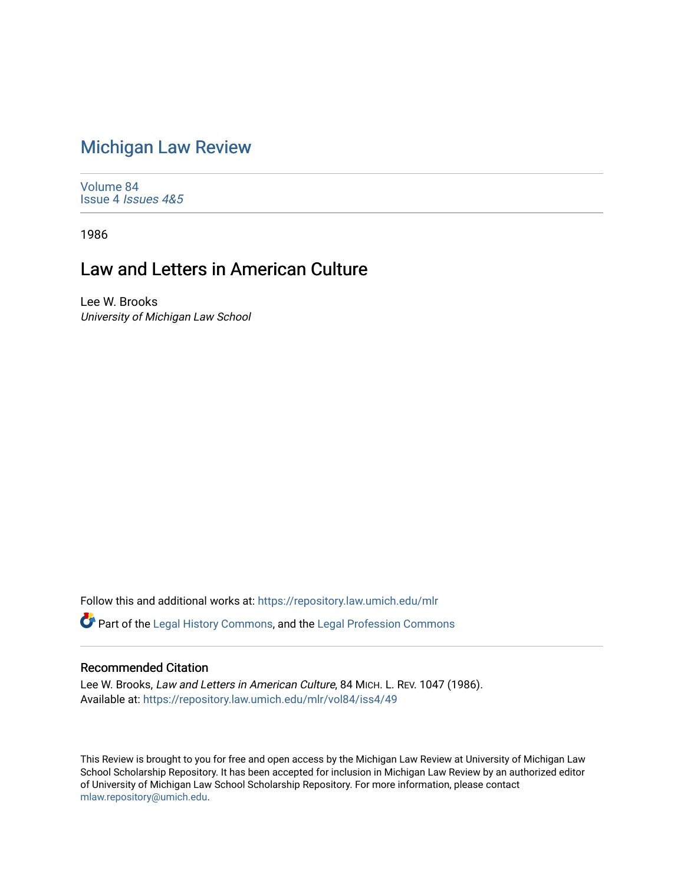# Michigan Law Review

Volume 84
Issue 4 *Issues 4&5*

1986

## Law and Letters in American Culture

Lee W. Brooks
*University of Michigan Law School*

Follow this and additional works at: https://repository.law.umich.edu/mlr

Part of the Legal History Commons, and the Legal Profession Commons

### Recommended Citation

Lee W. Brooks, *Law and Letters in American Culture*, 84 MICH. L. REV. 1047 (1986).
Available at: https://repository.law.umich.edu/mlr/vol84/iss4/49

This Review is brought to you for free and open access by the Michigan Law Review at University of Michigan Law School Scholarship Repository. It has been accepted for inclusion in Michigan Law Review by an authorized editor of University of Michigan Law School Scholarship Repository. For more information, please contact mlaw.repository@umich.edu.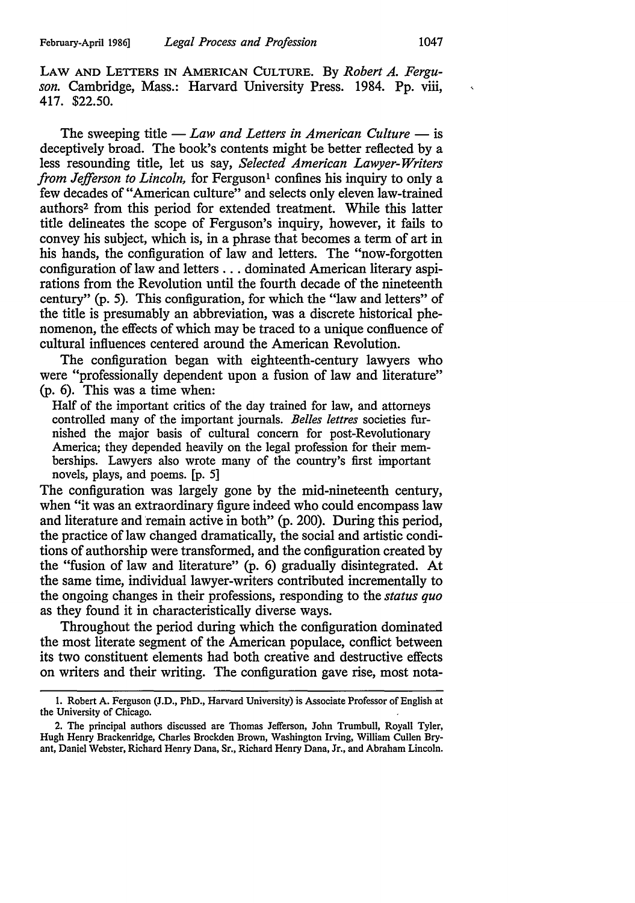LAW AND LETTERS IN AMERICAN CULTURE. By *Robert A. Ferguson.* Cambridge, Mass.: Harvard University Press. 1984. Pp. viii, 417. $22.50.

The sweeping title — *Law and Letters in American Culture* — is deceptively broad. The book's contents might be better reflected by a less resounding title, let us say, *Selected American Lawyer-Writers from Jefferson to Lincoln,* for Ferguson[1] confines his inquiry to only a few decades of "American culture" and selects only eleven law-trained authors[2] from this period for extended treatment. While this latter title delineates the scope of Ferguson's inquiry, however, it fails to convey his subject, which is, in a phrase that becomes a term of art in his hands, the configuration of law and letters. The "now-forgotten configuration of law and letters . . . dominated American literary aspirations from the Revolution until the fourth decade of the nineteenth century" (p. 5). This configuration, for which the "law and letters" of the title is presumably an abbreviation, was a discrete historical phenomenon, the effects of which may be traced to a unique confluence of cultural influences centered around the American Revolution.

The configuration began with eighteenth-century lawyers who were "professionally dependent upon a fusion of law and literature" (p. 6). This was a time when:

> Half of the important critics of the day trained for law, and attorneys controlled many of the important journals. *Belles lettres* societies furnished the major basis of cultural concern for post-Revolutionary America; they depended heavily on the legal profession for their memberships. Lawyers also wrote many of the country's first important novels, plays, and poems. [p. 5]

The configuration was largely gone by the mid-nineteenth century, when "it was an extraordinary figure indeed who could encompass law and literature and remain active in both" (p. 200). During this period, the practice of law changed dramatically, the social and artistic conditions of authorship were transformed, and the configuration created by the "fusion of law and literature" (p. 6) gradually disintegrated. At the same time, individual lawyer-writers contributed incrementally to the ongoing changes in their professions, responding to the *status quo* as they found it in characteristically diverse ways.

Throughout the period during which the configuration dominated the most literate segment of the American populace, conflict between its two constituent elements had both creative and destructive effects on writers and their writing. The configuration gave rise, most nota-

1. Robert A. Ferguson (J.D., PhD., Harvard University) is Associate Professor of English at the University of Chicago.

2. The principal authors discussed are Thomas Jefferson, John Trumbull, Royall Tyler, Hugh Henry Brackenridge, Charles Brockden Brown, Washington Irving, William Cullen Bryant, Daniel Webster, Richard Henry Dana, Sr., Richard Henry Dana, Jr., and Abraham Lincoln.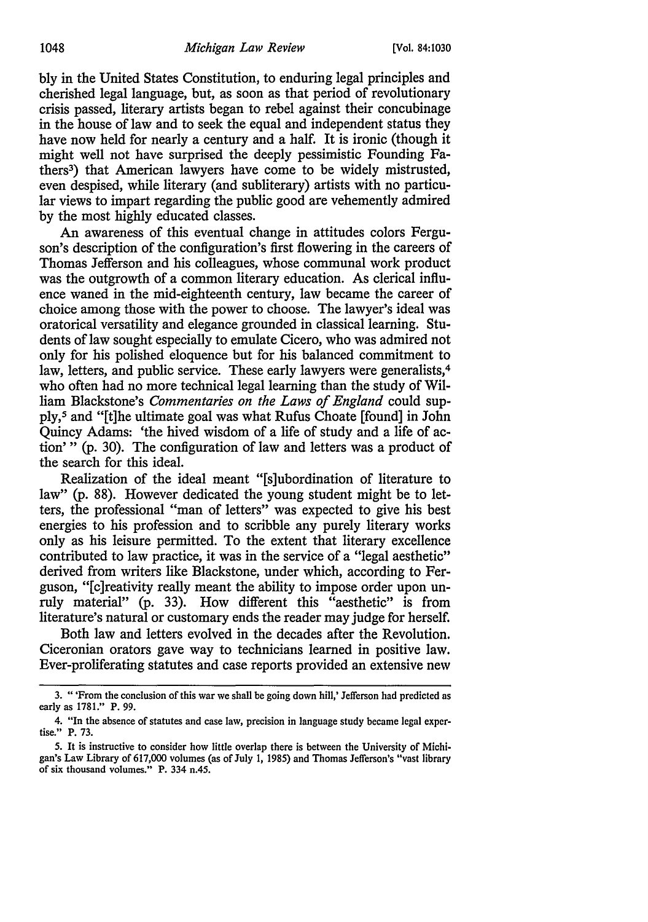bly in the United States Constitution, to enduring legal principles and cherished legal language, but, as soon as that period of revolutionary crisis passed, literary artists began to rebel against their concubinage in the house of law and to seek the equal and independent status they have now held for nearly a century and a half. It is ironic (though it might well not have surprised the deeply pessimistic Founding Fathers[3]) that American lawyers have come to be widely mistrusted, even despised, while literary (and subliterary) artists with no particular views to impart regarding the public good are vehemently admired by the most highly educated classes.

An awareness of this eventual change in attitudes colors Ferguson's description of the configuration's first flowering in the careers of Thomas Jefferson and his colleagues, whose communal work product was the outgrowth of a common literary education. As clerical influence waned in the mid-eighteenth century, law became the career of choice among those with the power to choose. The lawyer's ideal was oratorical versatility and elegance grounded in classical learning. Students of law sought especially to emulate Cicero, who was admired not only for his polished eloquence but for his balanced commitment to law, letters, and public service. These early lawyers were generalists,[4] who often had no more technical legal learning than the study of William Blackstone's *Commentaries on the Laws of England* could supply,[5] and "[t]he ultimate goal was what Rufus Choate [found] in John Quincy Adams: 'the hived wisdom of a life of study and a life of action'" (p. 30). The configuration of law and letters was a product of the search for this ideal.

Realization of the ideal meant "[s]ubordination of literature to law" (p. 88). However dedicated the young student might be to letters, the professional "man of letters" was expected to give his best energies to his profession and to scribble any purely literary works only as his leisure permitted. To the extent that literary excellence contributed to law practice, it was in the service of a "legal aesthetic" derived from writers like Blackstone, under which, according to Ferguson, "[c]reativity really meant the ability to impose order upon unruly material" (p. 33). How different this "aesthetic" is from literature's natural or customary ends the reader may judge for herself.

Both law and letters evolved in the decades after the Revolution. Ciceronian orators gave way to technicians learned in positive law. Ever-proliferating statutes and case reports provided an extensive new

---

3. "'From the conclusion of this war we shall be going down hill,' Jefferson had predicted as early as 1781." P. 99.

4. "In the absence of statutes and case law, precision in language study became legal expertise." P. 73.

5. It is instructive to consider how little overlap there is between the University of Michigan's Law Library of 617,000 volumes (as of July 1, 1985) and Thomas Jefferson's "vast library of six thousand volumes." P. 334 n.45.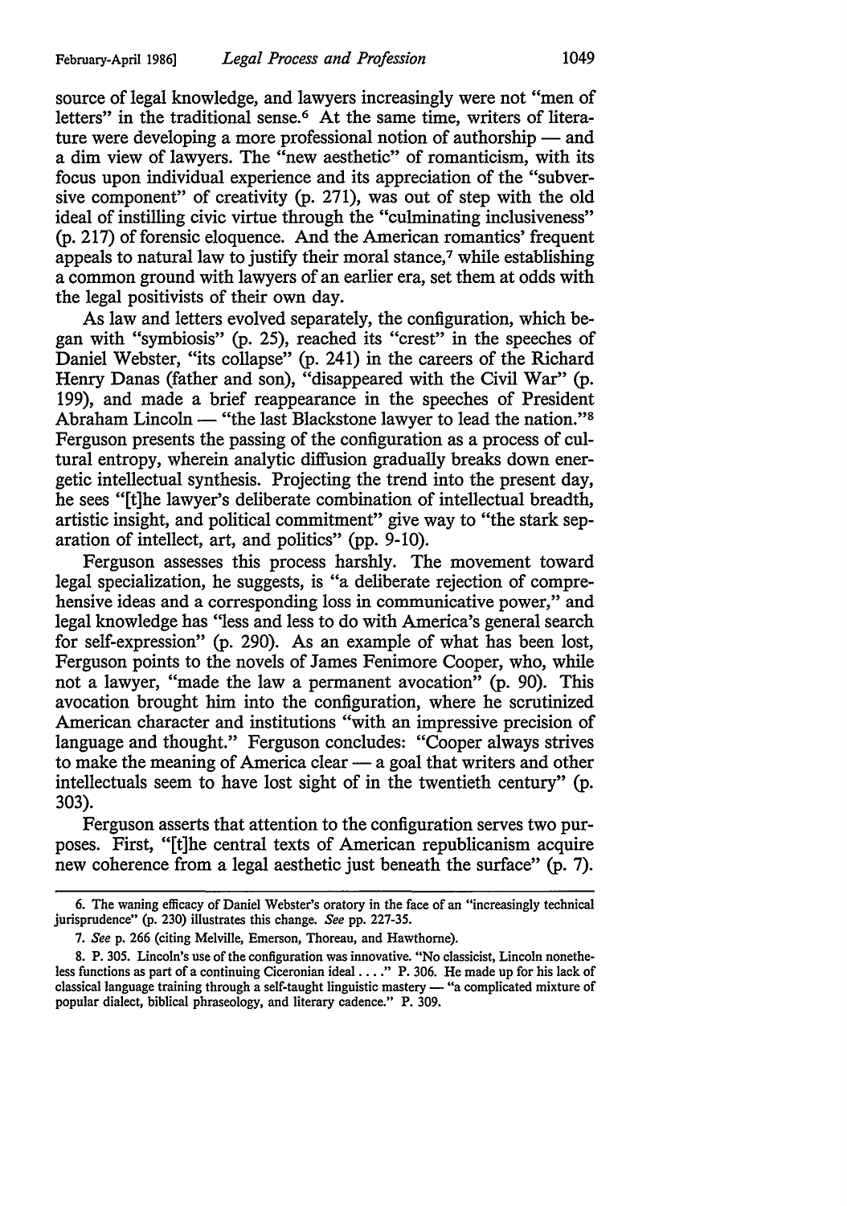source of legal knowledge, and lawyers increasingly were not "men of letters" in the traditional sense.[6] At the same time, writers of literature were developing a more professional notion of authorship — and a dim view of lawyers. The "new aesthetic" of romanticism, with its focus upon individual experience and its appreciation of the "subversive component" of creativity (p. 271), was out of step with the old ideal of instilling civic virtue through the "culminating inclusiveness" (p. 217) of forensic eloquence. And the American romantics' frequent appeals to natural law to justify their moral stance,[7] while establishing a common ground with lawyers of an earlier era, set them at odds with the legal positivists of their own day.

As law and letters evolved separately, the configuration, which began with "symbiosis" (p. 25), reached its "crest" in the speeches of Daniel Webster, "its collapse" (p. 241) in the careers of the Richard Henry Danas (father and son), "disappeared with the Civil War" (p. 199), and made a brief reappearance in the speeches of President Abraham Lincoln — "the last Blackstone lawyer to lead the nation."[8] Ferguson presents the passing of the configuration as a process of cultural entropy, wherein analytic diffusion gradually breaks down energetic intellectual synthesis. Projecting the trend into the present day, he sees "[t]he lawyer's deliberate combination of intellectual breadth, artistic insight, and political commitment" give way to "the stark separation of intellect, art, and politics" (pp. 9-10).

Ferguson assesses this process harshly. The movement toward legal specialization, he suggests, is "a deliberate rejection of comprehensive ideas and a corresponding loss in communicative power," and legal knowledge has "less and less to do with America's general search for self-expression" (p. 290). As an example of what has been lost, Ferguson points to the novels of James Fenimore Cooper, who, while not a lawyer, "made the law a permanent avocation" (p. 90). This avocation brought him into the configuration, where he scrutinized American character and institutions "with an impressive precision of language and thought." Ferguson concludes: "Cooper always strives to make the meaning of America clear — a goal that writers and other intellectuals seem to have lost sight of in the twentieth century" (p. 303).

Ferguson asserts that attention to the configuration serves two purposes. First, "[t]he central texts of American republicanism acquire new coherence from a legal aesthetic just beneath the surface" (p. 7).

---

6. The waning efficacy of Daniel Webster's oratory in the face of an "increasingly technical jurisprudence" (p. 230) illustrates this change. *See* pp. 227-35.

7. *See* p. 266 (citing Melville, Emerson, Thoreau, and Hawthorne).

8. P. 305. Lincoln's use of the configuration was innovative. "No classicist, Lincoln nonetheless functions as part of a continuing Ciceronian ideal . . . ." P. 306. He made up for his lack of classical language training through a self-taught linguistic mastery — "a complicated mixture of popular dialect, biblical phraseology, and literary cadence." P. 309.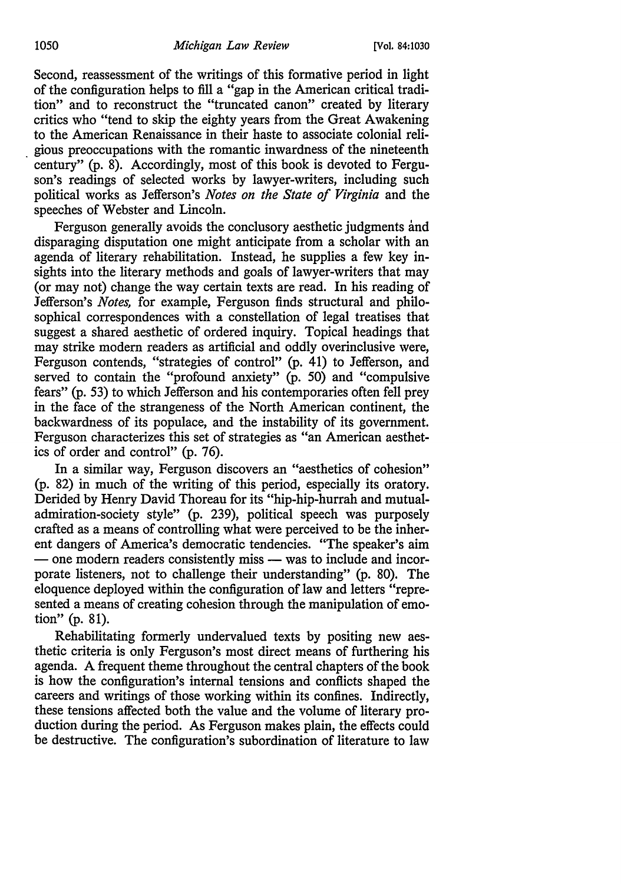Second, reassessment of the writings of this formative period in light of the configuration helps to fill a "gap in the American critical tradition" and to reconstruct the "truncated canon" created by literary critics who "tend to skip the eighty years from the Great Awakening to the American Renaissance in their haste to associate colonial religious preoccupations with the romantic inwardness of the nineteenth century" (p. 8). Accordingly, most of this book is devoted to Ferguson's readings of selected works by lawyer-writers, including such political works as Jefferson's *Notes on the State of Virginia* and the speeches of Webster and Lincoln.

Ferguson generally avoids the conclusory aesthetic judgments and disparaging disputation one might anticipate from a scholar with an agenda of literary rehabilitation. Instead, he supplies a few key insights into the literary methods and goals of lawyer-writers that may (or may not) change the way certain texts are read. In his reading of Jefferson's *Notes,* for example, Ferguson finds structural and philosophical correspondences with a constellation of legal treatises that suggest a shared aesthetic of ordered inquiry. Topical headings that may strike modern readers as artificial and oddly overinclusive were, Ferguson contends, "strategies of control" (p. 41) to Jefferson, and served to contain the "profound anxiety" (p. 50) and "compulsive fears" (p. 53) to which Jefferson and his contemporaries often fell prey in the face of the strangeness of the North American continent, the backwardness of its populace, and the instability of its government. Ferguson characterizes this set of strategies as "an American aesthetics of order and control" (p. 76).

In a similar way, Ferguson discovers an "aesthetics of cohesion" (p. 82) in much of the writing of this period, especially its oratory. Derided by Henry David Thoreau for its "hip-hip-hurrah and mutual-admiration-society style" (p. 239), political speech was purposely crafted as a means of controlling what were perceived to be the inherent dangers of America's democratic tendencies. "The speaker's aim — one modern readers consistently miss — was to include and incorporate listeners, not to challenge their understanding" (p. 80). The eloquence deployed within the configuration of law and letters "represented a means of creating cohesion through the manipulation of emotion" (p. 81).

Rehabilitating formerly undervalued texts by positing new aesthetic criteria is only Ferguson's most direct means of furthering his agenda. A frequent theme throughout the central chapters of the book is how the configuration's internal tensions and conflicts shaped the careers and writings of those working within its confines. Indirectly, these tensions affected both the value and the volume of literary production during the period. As Ferguson makes plain, the effects could be destructive. The configuration's subordination of literature to law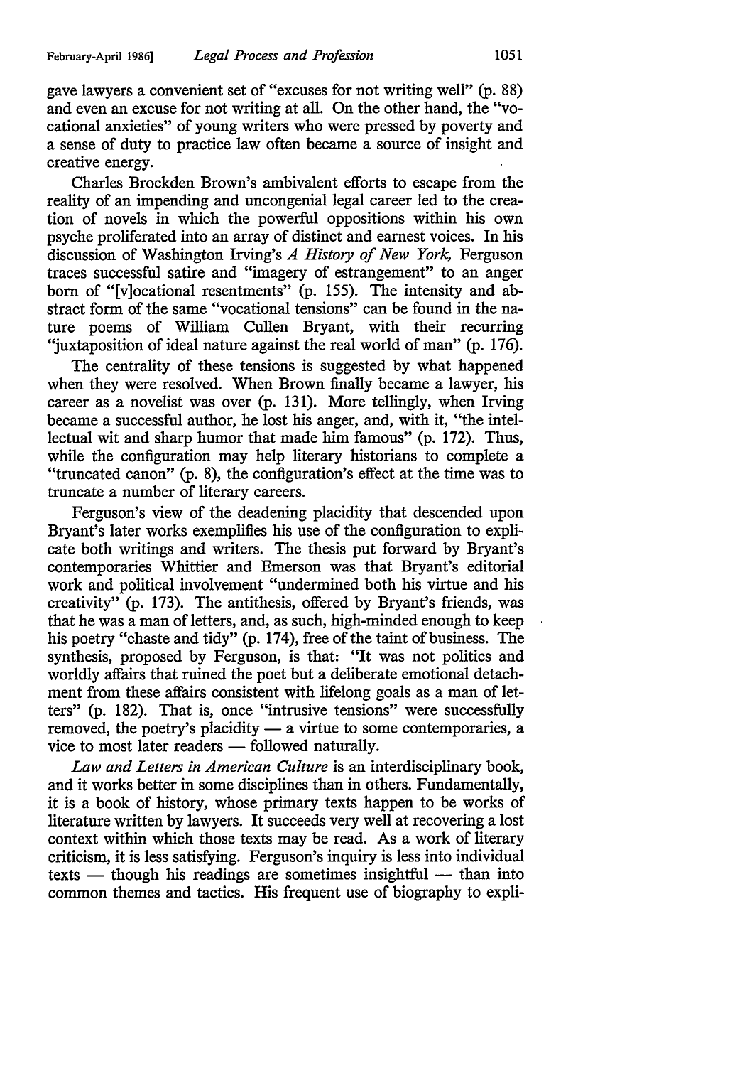gave lawyers a convenient set of "excuses for not writing well" (p. 88) and even an excuse for not writing at all. On the other hand, the "vocational anxieties" of young writers who were pressed by poverty and a sense of duty to practice law often became a source of insight and creative energy.

Charles Brockden Brown's ambivalent efforts to escape from the reality of an impending and uncongenial legal career led to the creation of novels in which the powerful oppositions within his own psyche proliferated into an array of distinct and earnest voices. In his discussion of Washington Irving's *A History of New York,* Ferguson traces successful satire and "imagery of estrangement" to an anger born of "[v]ocational resentments" (p. 155). The intensity and abstract form of the same "vocational tensions" can be found in the nature poems of William Cullen Bryant, with their recurring "juxtaposition of ideal nature against the real world of man" (p. 176).

The centrality of these tensions is suggested by what happened when they were resolved. When Brown finally became a lawyer, his career as a novelist was over (p. 131). More tellingly, when Irving became a successful author, he lost his anger, and, with it, "the intellectual wit and sharp humor that made him famous" (p. 172). Thus, while the configuration may help literary historians to complete a "truncated canon" (p. 8), the configuration's effect at the time was to truncate a number of literary careers.

Ferguson's view of the deadening placidity that descended upon Bryant's later works exemplifies his use of the configuration to explicate both writings and writers. The thesis put forward by Bryant's contemporaries Whittier and Emerson was that Bryant's editorial work and political involvement "undermined both his virtue and his creativity" (p. 173). The antithesis, offered by Bryant's friends, was that he was a man of letters, and, as such, high-minded enough to keep his poetry "chaste and tidy" (p. 174), free of the taint of business. The synthesis, proposed by Ferguson, is that: "It was not politics and worldly affairs that ruined the poet but a deliberate emotional detachment from these affairs consistent with lifelong goals as a man of letters" (p. 182). That is, once "intrusive tensions" were successfully removed, the poetry's placidity — a virtue to some contemporaries, a vice to most later readers — followed naturally.

*Law and Letters in American Culture* is an interdisciplinary book, and it works better in some disciplines than in others. Fundamentally, it is a book of history, whose primary texts happen to be works of literature written by lawyers. It succeeds very well at recovering a lost context within which those texts may be read. As a work of literary criticism, it is less satisfying. Ferguson's inquiry is less into individual texts — though his readings are sometimes insightful — than into common themes and tactics. His frequent use of biography to expli-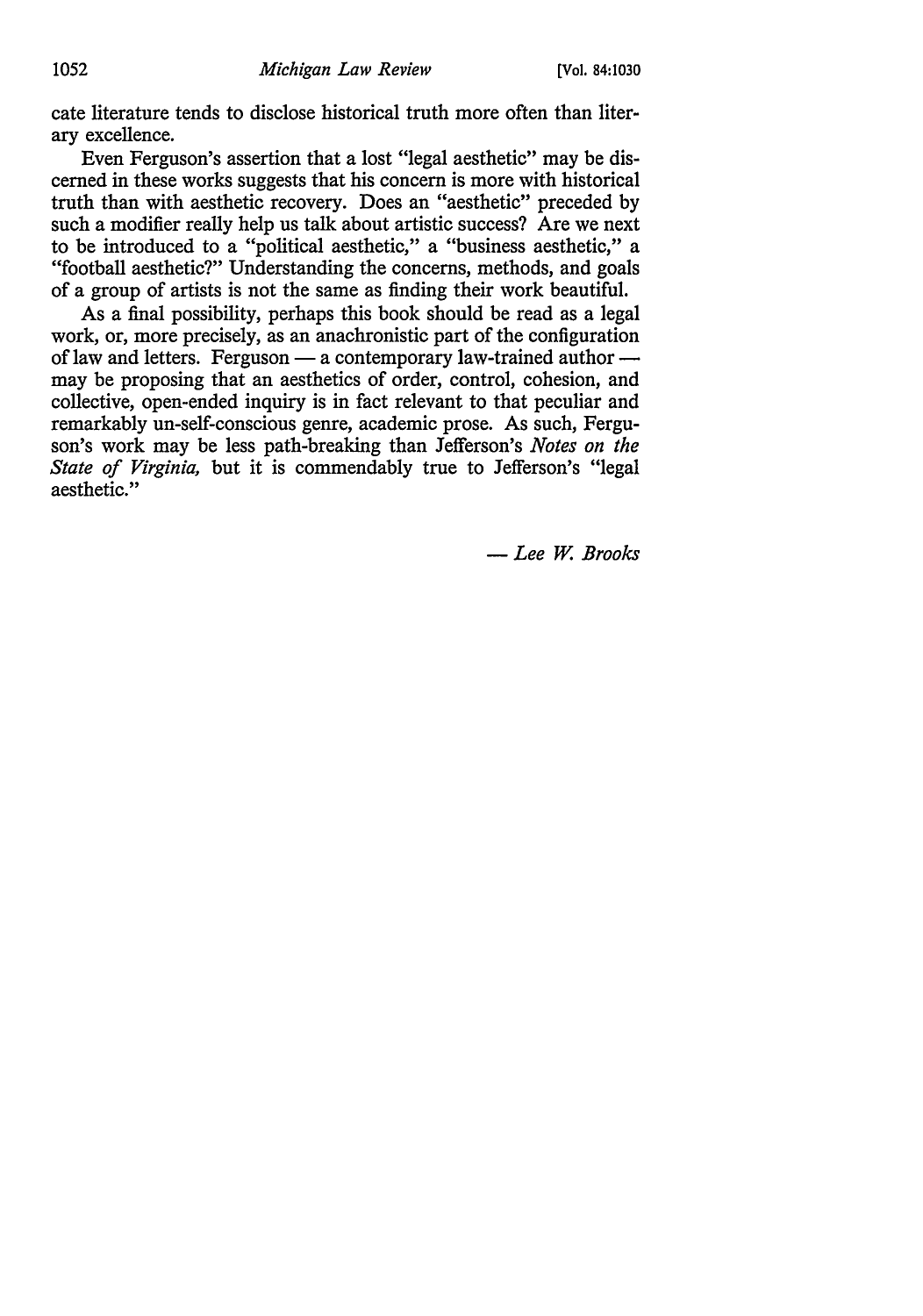cate literature tends to disclose historical truth more often than literary excellence.

Even Ferguson's assertion that a lost "legal aesthetic" may be discerned in these works suggests that his concern is more with historical truth than with aesthetic recovery. Does an "aesthetic" preceded by such a modifier really help us talk about artistic success? Are we next to be introduced to a "political aesthetic," a "business aesthetic," a "football aesthetic?" Understanding the concerns, methods, and goals of a group of artists is not the same as finding their work beautiful.

As a final possibility, perhaps this book should be read as a legal work, or, more precisely, as an anachronistic part of the configuration of law and letters. Ferguson — a contemporary law-trained author — may be proposing that an aesthetics of order, control, cohesion, and collective, open-ended inquiry is in fact relevant to that peculiar and remarkably un-self-conscious genre, academic prose. As such, Ferguson's work may be less path-breaking than Jefferson's *Notes on the State of Virginia,* but it is commendably true to Jefferson's "legal aesthetic."

*— Lee W. Brooks*